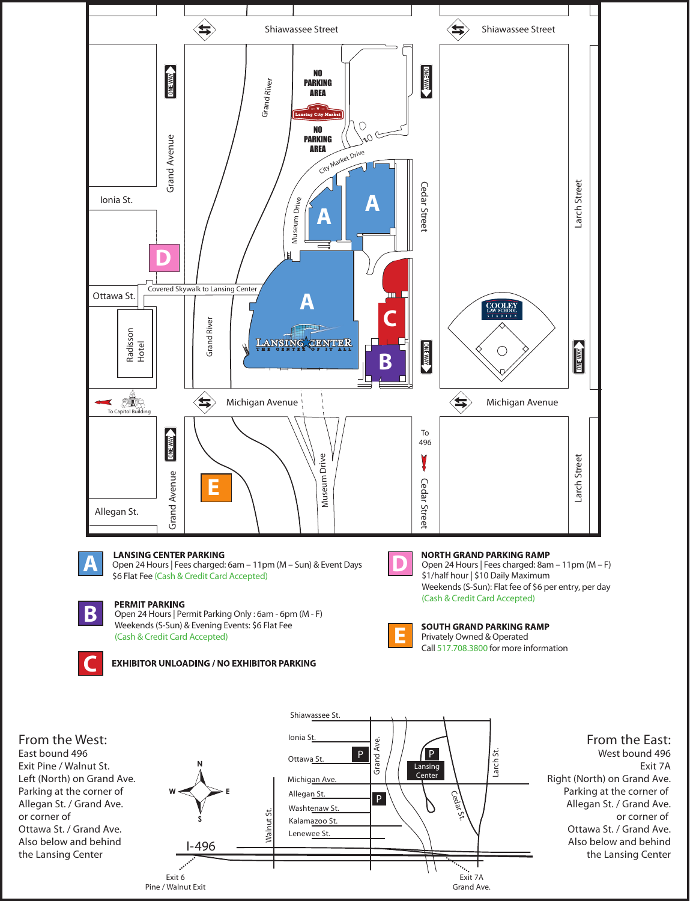**A** — **LANSING CENTER PARKING**
Open 24 Hours | Fees charged: 6am – 11pm (M – Sun) & Event Days
$6 Flat Fee (Cash & Credit Card Accepted)

**B** — **PERMIT PARKING**
Open 24 Hours | Permit Parking Only : 6am - 6pm (M - F)
Weekends (S-Sun) & Evening Events: $6 Flat Fee
(Cash & Credit Card Accepted)

**C** — **EXHIBITOR UNLOADING / NO EXHIBITOR PARKING**

**D** — **NORTH GRAND PARKING RAMP**
Open 24 Hours | Fees charged: 8am – 11pm (M – F)
$1/half hour | $10 Daily Maximum
Weekends (S-Sun): Flat fee of $6 per entry, per day
(Cash & Credit Card Accepted)

**E** — **SOUTH GRAND PARKING RAMP**
Privately Owned & Operated
Call 517.708.3800 for more information

## From the West:

East bound 496
Exit Pine / Walnut St.
Left (North) on Grand Ave.
Parking at the corner of
Allegan St. / Grand Ave.
or corner of
Ottawa St. / Grand Ave.
Also below and behind
the Lansing Center

## From the East:

West bound 496
Exit 7A
Right (North) on Grand Ave.
Parking at the corner of
Allegan St. / Grand Ave.
or corner of
Ottawa St. / Grand Ave.
Also below and behind
the Lansing Center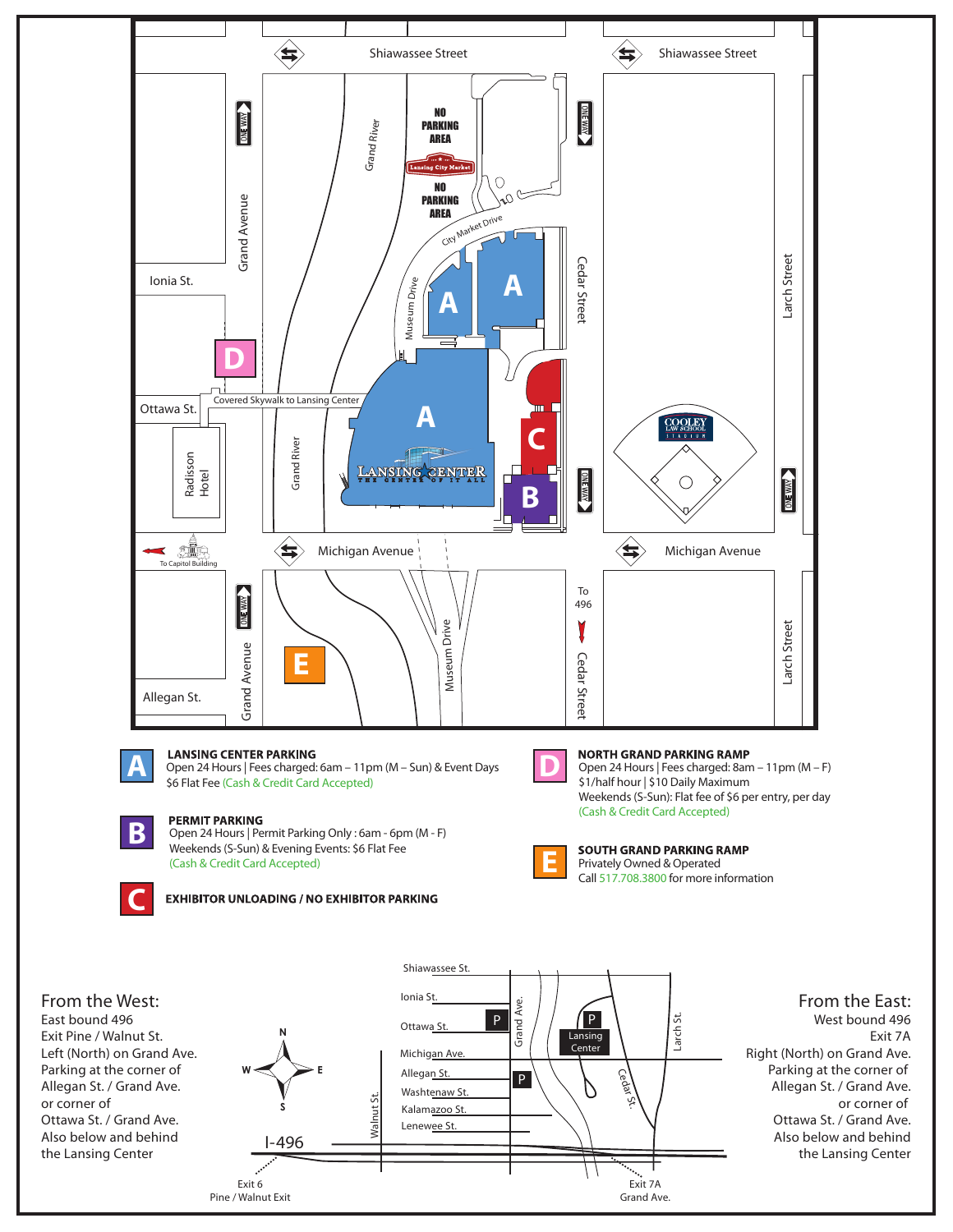Shiawassee Street

Shiawassee Street

NO PARKING AREA

Lansing City Market

NO PARKING AREA

City Market Drive

Grand River

Grand Avenue

ONE WAY

Ionia St.

Museum Drive

A

A

Cedar Street

ONE WAY

Larch Street

D

Ottawa St.

Covered Skywalk to Lansing Center

A

C

COOLEY LAW SCHOOL STADIUM

Radisson Hotel

Grand River

LANSING CENTER THE CENTER OF IT ALL

B

ONE WAY

ONE WAY

To Capitol Building

Michigan Avenue

Michigan Avenue

ONE WAY

To 496

Grand Avenue

E

Museum Drive

Cedar Street

Larch Street

Allegan St.

**A — LANSING CENTER PARKING**
Open 24 Hours | Fees charged: 6am – 11pm (M – Sun) & Event Days
$6 Flat Fee (Cash & Credit Card Accepted)

**B — PERMIT PARKING**
Open 24 Hours | Permit Parking Only : 6am - 6pm (M - F)
Weekends (S-Sun) & Evening Events: $6 Flat Fee
(Cash & Credit Card Accepted)

**C — EXHIBITOR UNLOADING / NO EXHIBITOR PARKING**

**D — NORTH GRAND PARKING RAMP**
Open 24 Hours | Fees charged: 8am – 11pm (M – F)
$1/half hour | $10 Daily Maximum
Weekends (S-Sun): Flat fee of $6 per entry, per day
(Cash & Credit Card Accepted)

**E — SOUTH GRAND PARKING RAMP**
Privately Owned & Operated
Call 517.708.3800 for more information

## From the West:

East bound 496
Exit Pine / Walnut St.
Left (North) on Grand Ave.
Parking at the corner of
Allegan St. / Grand Ave.
or corner of
Ottawa St. / Grand Ave.
Also below and behind
the Lansing Center

N
W E
S

Shiawassee St.

Ionia St.

Ottawa St.

P

Grand Ave.

P

Lansing Center

Larch St.

Michigan Ave.

Allegan St.

P

Cedar St.

Washtenaw St.

Walnut St.

Kalamazoo St.

Lenewee St.

I-496

Exit 6
Pine / Walnut Exit

Exit 7A
Grand Ave.

## From the East:

West bound 496
Exit 7A
Right (North) on Grand Ave.
Parking at the corner of
Allegan St. / Grand Ave.
or corner of
Ottawa St. / Grand Ave.
Also below and behind
the Lansing Center